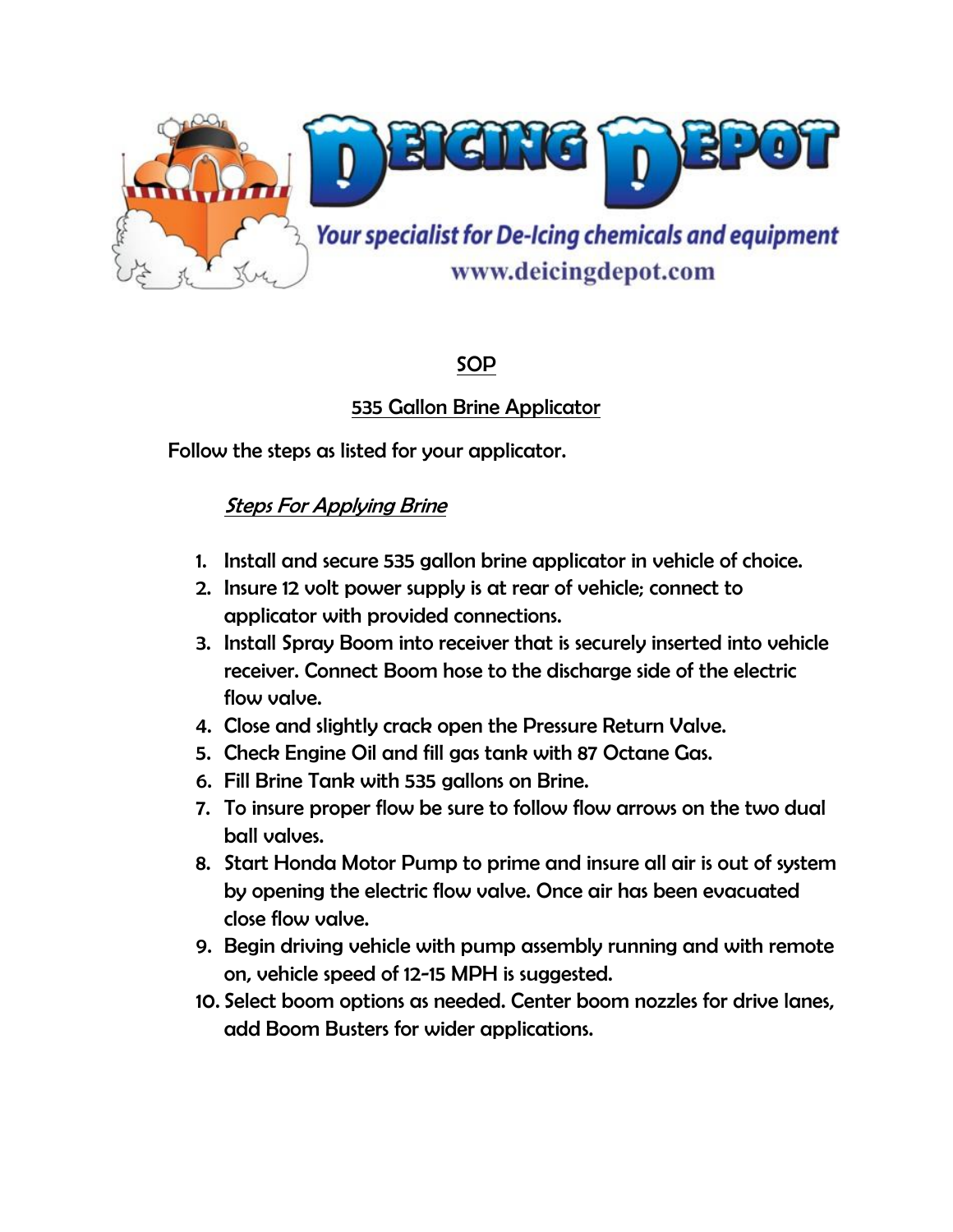# DEICING DEPOT

*Your specialist for De-Icing chemicals and equipment*

www.deicingdepot.com

## SOP

## 535 Gallon Brine Applicator

Follow the steps as listed for your applicator.

### *Steps For Applying Brine*

1. Install and secure 535 gallon brine applicator in vehicle of choice.
2. Insure 12 volt power supply is at rear of vehicle; connect to applicator with provided connections.
3. Install Spray Boom into receiver that is securely inserted into vehicle receiver. Connect Boom hose to the discharge side of the electric flow valve.
4. Close and slightly crack open the Pressure Return Valve.
5. Check Engine Oil and fill gas tank with 87 Octane Gas.
6. Fill Brine Tank with 535 gallons on Brine.
7. To insure proper flow be sure to follow flow arrows on the two dual ball valves.
8. Start Honda Motor Pump to prime and insure all air is out of system by opening the electric flow valve. Once air has been evacuated close flow valve.
9. Begin driving vehicle with pump assembly running and with remote on, vehicle speed of 12-15 MPH is suggested.
10. Select boom options as needed. Center boom nozzles for drive lanes, add Boom Busters for wider applications.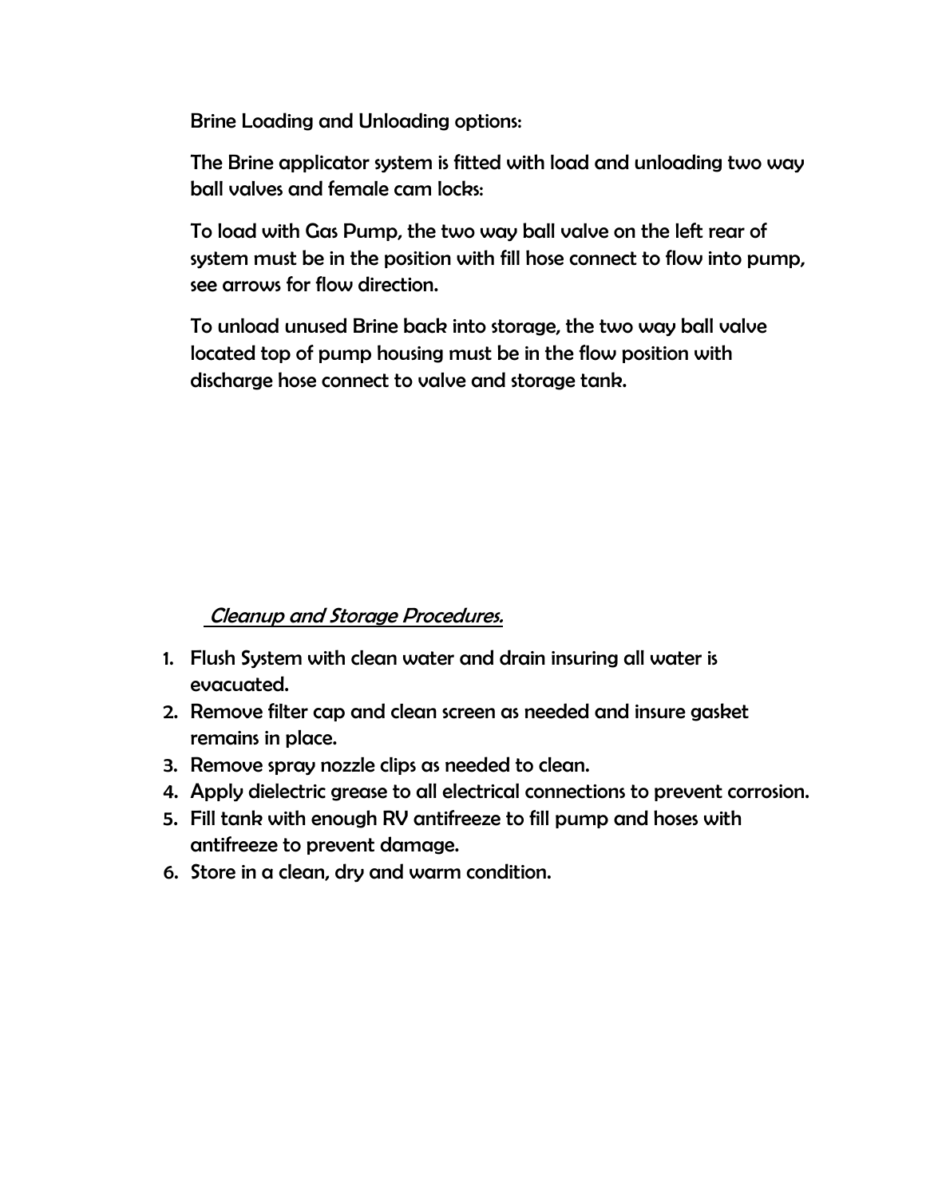Brine Loading and Unloading options:

The Brine applicator system is fitted with load and unloading two way ball valves and female cam locks:

To load with Gas Pump, the two way ball valve on the left rear of system must be in the position with fill hose connect to flow into pump, see arrows for flow direction.

To unload unused Brine back into storage, the two way ball valve located top of pump housing must be in the flow position with discharge hose connect to valve and storage tank.

## *Cleanup and Storage Procedures.*

1. Flush System with clean water and drain insuring all water is evacuated.
2. Remove filter cap and clean screen as needed and insure gasket remains in place.
3. Remove spray nozzle clips as needed to clean.
4. Apply dielectric grease to all electrical connections to prevent corrosion.
5. Fill tank with enough RV antifreeze to fill pump and hoses with antifreeze to prevent damage.
6. Store in a clean, dry and warm condition.